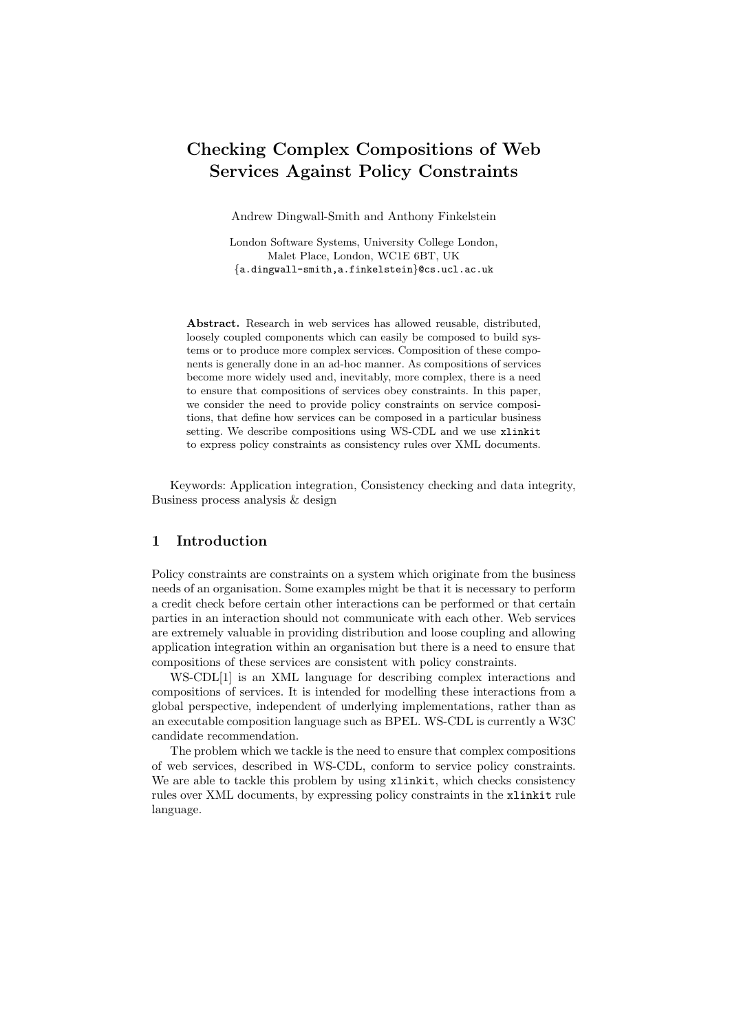# Checking Complex Compositions of Web Services Against Policy Constraints

Andrew Dingwall-Smith and Anthony Finkelstein

London Software Systems, University College London,
Malet Place, London, WC1E 6BT, UK
{a.dingwall-smith,a.finkelstein}@cs.ucl.ac.uk

**Abstract.** Research in web services has allowed reusable, distributed, loosely coupled components which can easily be composed to build systems or to produce more complex services. Composition of these components is generally done in an ad-hoc manner. As compositions of services become more widely used and, inevitably, more complex, there is a need to ensure that compositions of services obey constraints. In this paper, we consider the need to provide policy constraints on service compositions, that define how services can be composed in a particular business setting. We describe compositions using WS-CDL and we use `xlinkit` to express policy constraints as consistency rules over XML documents.

Keywords: Application integration, Consistency checking and data integrity, Business process analysis & design

## 1 Introduction

Policy constraints are constraints on a system which originate from the business needs of an organisation. Some examples might be that it is necessary to perform a credit check before certain other interactions can be performed or that certain parties in an interaction should not communicate with each other. Web services are extremely valuable in providing distribution and loose coupling and allowing application integration within an organisation but there is a need to ensure that compositions of these services are consistent with policy constraints.

WS-CDL[1] is an XML language for describing complex interactions and compositions of services. It is intended for modelling these interactions from a global perspective, independent of underlying implementations, rather than as an executable composition language such as BPEL. WS-CDL is currently a W3C candidate recommendation.

The problem which we tackle is the need to ensure that complex compositions of web services, described in WS-CDL, conform to service policy constraints. We are able to tackle this problem by using `xlinkit`, which checks consistency rules over XML documents, by expressing policy constraints in the `xlinkit` rule language.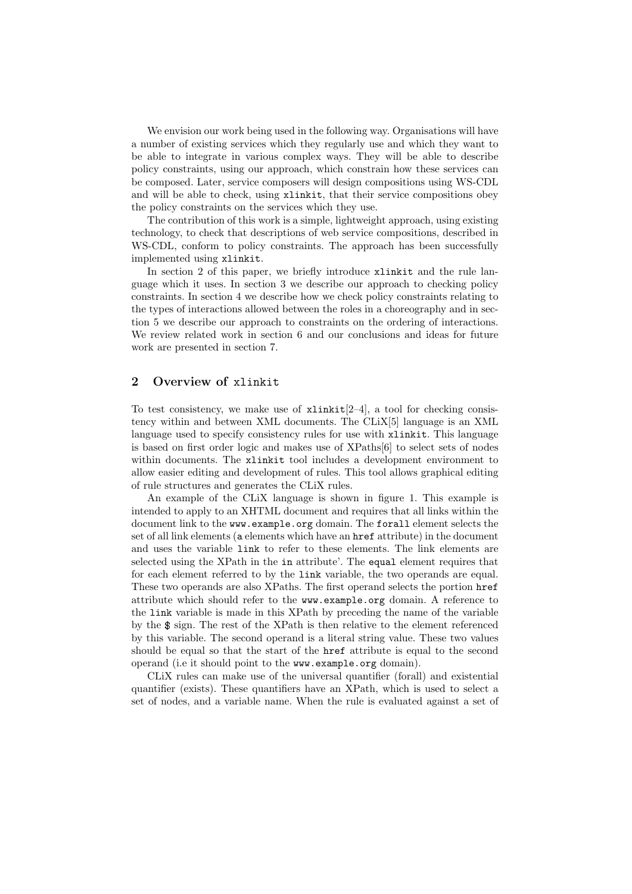We envision our work being used in the following way. Organisations will have a number of existing services which they regularly use and which they want to be able to integrate in various complex ways. They will be able to describe policy constraints, using our approach, which constrain how these services can be composed. Later, service composers will design compositions using WS-CDL and will be able to check, using `xlinkit`, that their service compositions obey the policy constraints on the services which they use.

The contribution of this work is a simple, lightweight approach, using existing technology, to check that descriptions of web service compositions, described in WS-CDL, conform to policy constraints. The approach has been successfully implemented using `xlinkit`.

In section 2 of this paper, we briefly introduce `xlinkit` and the rule language which it uses. In section 3 we describe our approach to checking policy constraints. In section 4 we describe how we check policy constraints relating to the types of interactions allowed between the roles in a choreography and in section 5 we describe our approach to constraints on the ordering of interactions. We review related work in section 6 and our conclusions and ideas for future work are presented in section 7.

## 2 Overview of `xlinkit`

To test consistency, we make use of `xlinkit`[2–4], a tool for checking consistency within and between XML documents. The CLiX[5] language is an XML language used to specify consistency rules for use with `xlinkit`. This language is based on first order logic and makes use of XPaths[6] to select sets of nodes within documents. The `xlinkit` tool includes a development environment to allow easier editing and development of rules. This tool allows graphical editing of rule structures and generates the CLiX rules.

An example of the CLiX language is shown in figure 1. This example is intended to apply to an XHTML document and requires that all links within the document link to the `www.example.org` domain. The `forall` element selects the set of all link elements (`a` elements which have an `href` attribute) in the document and uses the variable `link` to refer to these elements. The link elements are selected using the XPath in the `in` attribute'. The `equal` element requires that for each element referred to by the `link` variable, the two operands are equal. These two operands are also XPaths. The first operand selects the portion `href` attribute which should refer to the `www.example.org` domain. A reference to the `link` variable is made in this XPath by preceding the name of the variable by the `$` sign. The rest of the XPath is then relative to the element referenced by this variable. The second operand is a literal string value. These two values should be equal so that the start of the `href` attribute is equal to the second operand (i.e it should point to the `www.example.org` domain).

CLiX rules can make use of the universal quantifier (forall) and existential quantifier (exists). These quantifiers have an XPath, which is used to select a set of nodes, and a variable name. When the rule is evaluated against a set of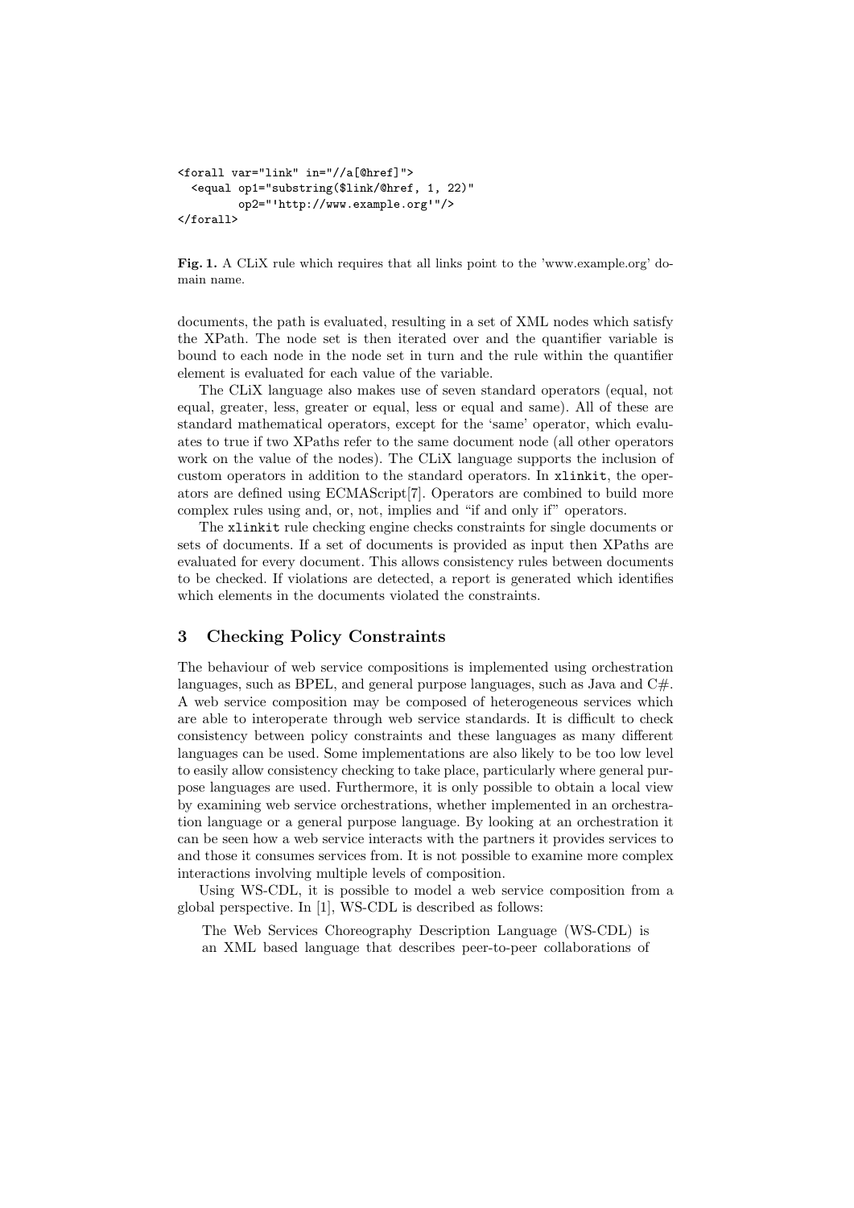```
<forall var="link" in="//a[@href]">
  <equal op1="substring($link/@href, 1, 22)"
         op2="'http://www.example.org'"/>
</forall>
```

**Fig. 1.** A CLiX rule which requires that all links point to the 'www.example.org' domain name.

documents, the path is evaluated, resulting in a set of XML nodes which satisfy the XPath. The node set is then iterated over and the quantifier variable is bound to each node in the node set in turn and the rule within the quantifier element is evaluated for each value of the variable.

The CLiX language also makes use of seven standard operators (equal, not equal, greater, less, greater or equal, less or equal and same). All of these are standard mathematical operators, except for the 'same' operator, which evaluates to true if two XPaths refer to the same document node (all other operators work on the value of the nodes). The CLiX language supports the inclusion of custom operators in addition to the standard operators. In `xlinkit`, the operators are defined using ECMAScript[7]. Operators are combined to build more complex rules using and, or, not, implies and "if and only if" operators.

The `xlinkit` rule checking engine checks constraints for single documents or sets of documents. If a set of documents is provided as input then XPaths are evaluated for every document. This allows consistency rules between documents to be checked. If violations are detected, a report is generated which identifies which elements in the documents violated the constraints.

## 3 Checking Policy Constraints

The behaviour of web service compositions is implemented using orchestration languages, such as BPEL, and general purpose languages, such as Java and C#. A web service composition may be composed of heterogeneous services which are able to interoperate through web service standards. It is difficult to check consistency between policy constraints and these languages as many different languages can be used. Some implementations are also likely to be too low level to easily allow consistency checking to take place, particularly where general purpose languages are used. Furthermore, it is only possible to obtain a local view by examining web service orchestrations, whether implemented in an orchestration language or a general purpose language. By looking at an orchestration it can be seen how a web service interacts with the partners it provides services to and those it consumes services from. It is not possible to examine more complex interactions involving multiple levels of composition.

Using WS-CDL, it is possible to model a web service composition from a global perspective. In [1], WS-CDL is described as follows:

> The Web Services Choreography Description Language (WS-CDL) is an XML based language that describes peer-to-peer collaborations of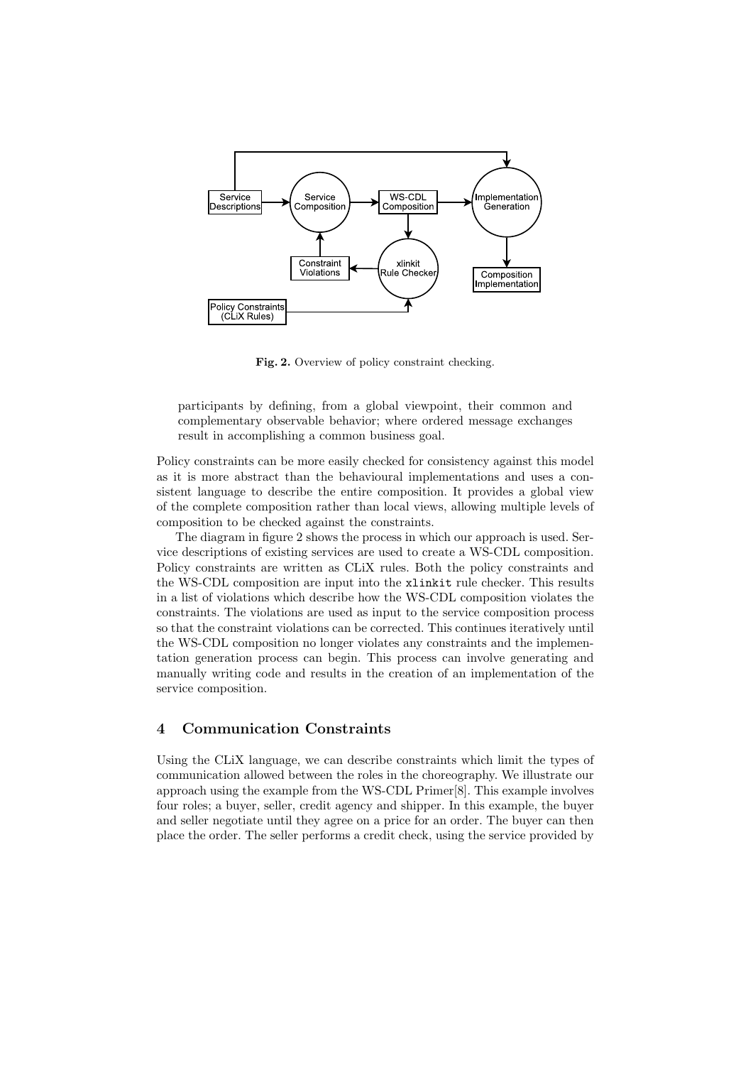Fig. 2. Overview of policy constraint checking.

participants by defining, from a global viewpoint, their common and complementary observable behavior; where ordered message exchanges result in accomplishing a common business goal.

Policy constraints can be more easily checked for consistency against this model as it is more abstract than the behavioural implementations and uses a consistent language to describe the entire composition. It provides a global view of the complete composition rather than local views, allowing multiple levels of composition to be checked against the constraints.

The diagram in figure 2 shows the process in which our approach is used. Service descriptions of existing services are used to create a WS-CDL composition. Policy constraints are written as CLiX rules. Both the policy constraints and the WS-CDL composition are input into the `xlinkit` rule checker. This results in a list of violations which describe how the WS-CDL composition violates the constraints. The violations are used as input to the service composition process so that the constraint violations can be corrected. This continues iteratively until the WS-CDL composition no longer violates any constraints and the implementation generation process can begin. This process can involve generating and manually writing code and results in the creation of an implementation of the service composition.

## 4 Communication Constraints

Using the CLiX language, we can describe constraints which limit the types of communication allowed between the roles in the choreography. We illustrate our approach using the example from the WS-CDL Primer[8]. This example involves four roles; a buyer, seller, credit agency and shipper. In this example, the buyer and seller negotiate until they agree on a price for an order. The buyer can then place the order. The seller performs a credit check, using the service provided by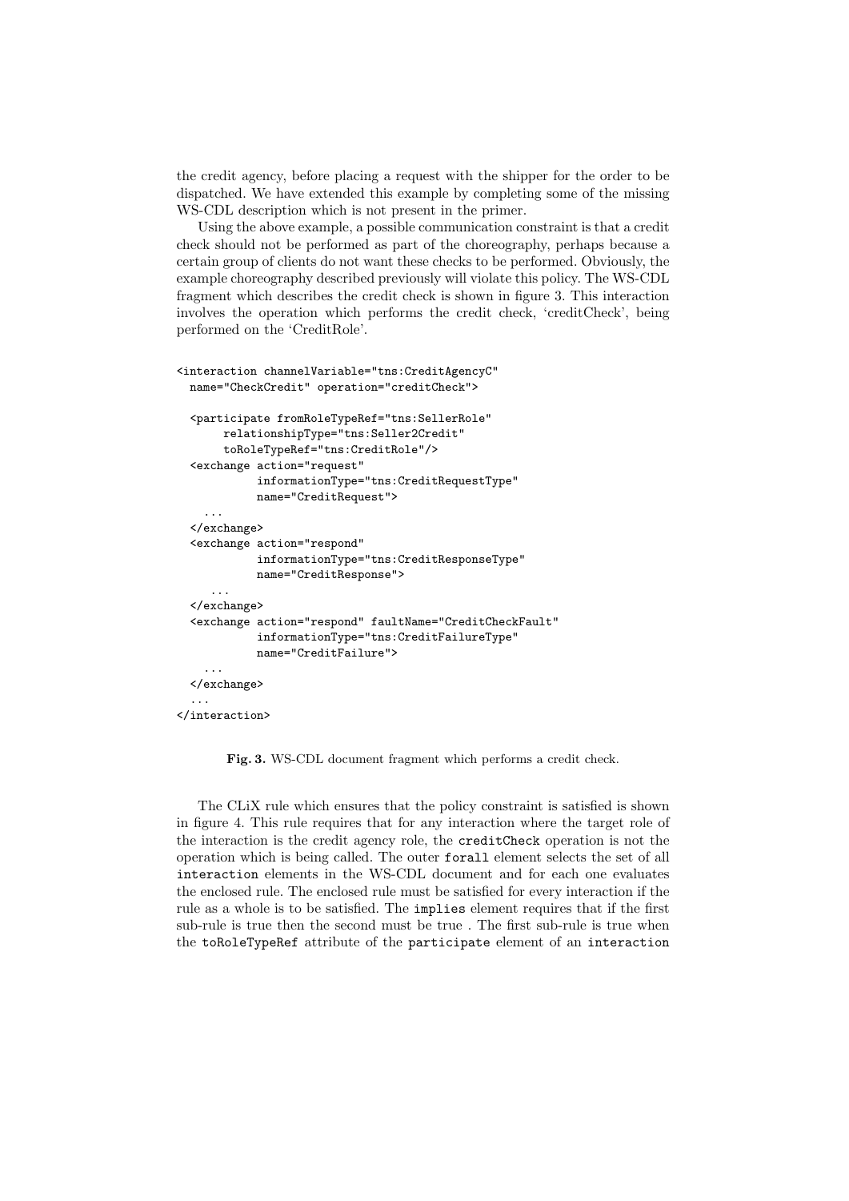the credit agency, before placing a request with the shipper for the order to be dispatched. We have extended this example by completing some of the missing WS-CDL description which is not present in the primer.

Using the above example, a possible communication constraint is that a credit check should not be performed as part of the choreography, perhaps because a certain group of clients do not want these checks to be performed. Obviously, the example choreography described previously will violate this policy. The WS-CDL fragment which describes the credit check is shown in figure 3. This interaction involves the operation which performs the credit check, 'creditCheck', being performed on the 'CreditRole'.

```
<interaction channelVariable="tns:CreditAgencyC"
  name="CheckCredit" operation="creditCheck">

  <participate fromRoleTypeRef="tns:SellerRole"
       relationshipType="tns:Seller2Credit"
       toRoleTypeRef="tns:CreditRole"/>
  <exchange action="request"
            informationType="tns:CreditRequestType"
            name="CreditRequest">
    ...
  </exchange>
  <exchange action="respond"
            informationType="tns:CreditResponseType"
            name="CreditResponse">
     ...
  </exchange>
  <exchange action="respond" faultName="CreditCheckFault"
            informationType="tns:CreditFailureType"
            name="CreditFailure">
    ...
  </exchange>
  ...
</interaction>
```

**Fig. 3.** WS-CDL document fragment which performs a credit check.

The CLiX rule which ensures that the policy constraint is satisfied is shown in figure 4. This rule requires that for any interaction where the target role of the interaction is the credit agency role, the `creditCheck` operation is not the operation which is being called. The outer `forall` element selects the set of all `interaction` elements in the WS-CDL document and for each one evaluates the enclosed rule. The enclosed rule must be satisfied for every interaction if the rule as a whole is to be satisfied. The `implies` element requires that if the first sub-rule is true then the second must be true . The first sub-rule is true when the `toRoleTypeRef` attribute of the `participate` element of an `interaction`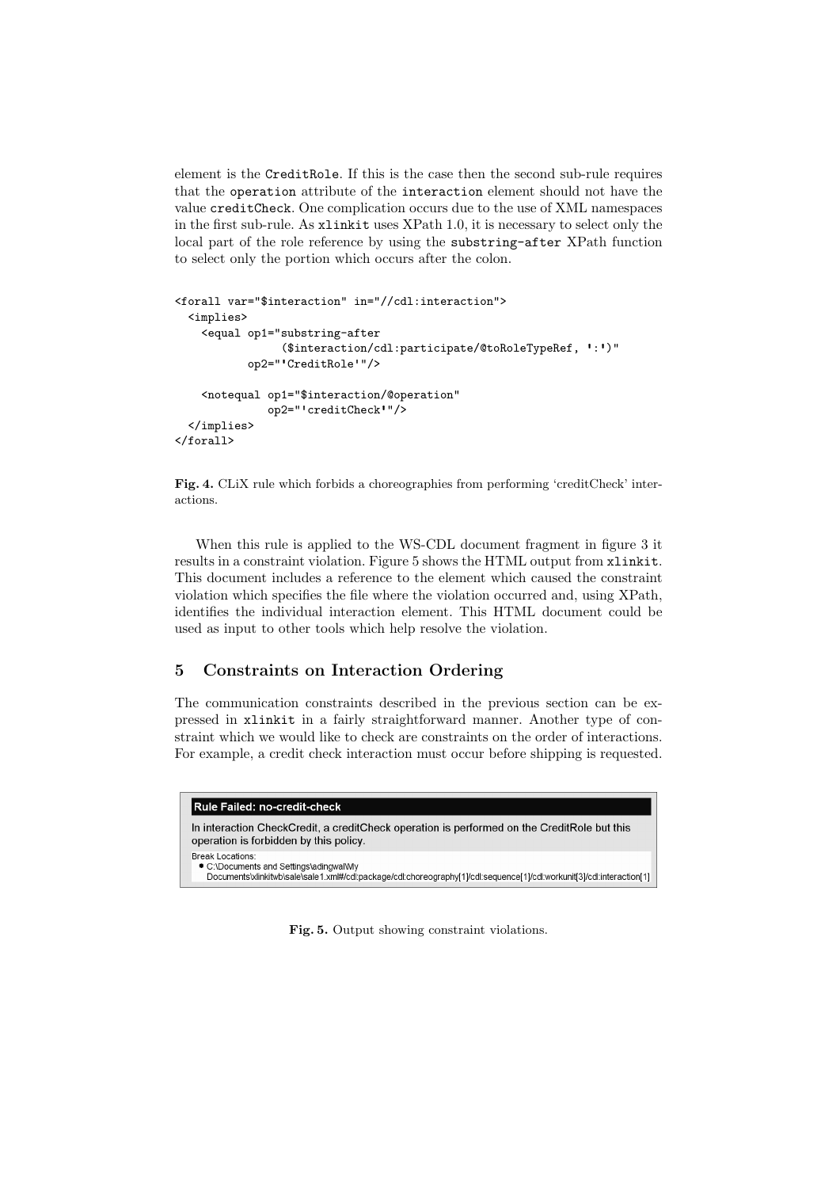element is the CreditRole. If this is the case then the second sub-rule requires that the operation attribute of the interaction element should not have the value creditCheck. One complication occurs due to the use of XML namespaces in the first sub-rule. As xlinkit uses XPath 1.0, it is necessary to select only the local part of the role reference by using the substring-after XPath function to select only the portion which occurs after the colon.

```
<forall var="$interaction" in="//cdl:interaction">
  <implies>
    <equal op1="substring-after
               ($interaction/cdl:participate/@toRoleTypeRef, ':')"
           op2="'CreditRole'"/>

    <notequal op1="$interaction/@operation"
              op2="'creditCheck'"/>
  </implies>
</forall>
```

**Fig. 4.** CLiX rule which forbids a choreographies from performing 'creditCheck' interactions.

When this rule is applied to the WS-CDL document fragment in figure 3 it results in a constraint violation. Figure 5 shows the HTML output from xlinkit. This document includes a reference to the element which caused the constraint violation which specifies the file where the violation occurred and, using XPath, identifies the individual interaction element. This HTML document could be used as input to other tools which help resolve the violation.

## 5 Constraints on Interaction Ordering

The communication constraints described in the previous section can be expressed in xlinkit in a fairly straightforward manner. Another type of constraint which we would like to check are constraints on the order of interactions. For example, a credit check interaction must occur before shipping is requested.

**Rule Failed: no-credit-check**

In interaction CheckCredit, a creditCheck operation is performed on the CreditRole but this operation is forbidden by this policy.

Break Locations:
- C:\Documents and Settings\adingwal\My Documents\xlinkitwb\sale\sale1.xml#/cdl:package/cdl:choreography[1]/cdl:sequence[1]/cdl:workunit[3]/cdl:interaction[1]

**Fig. 5.** Output showing constraint violations.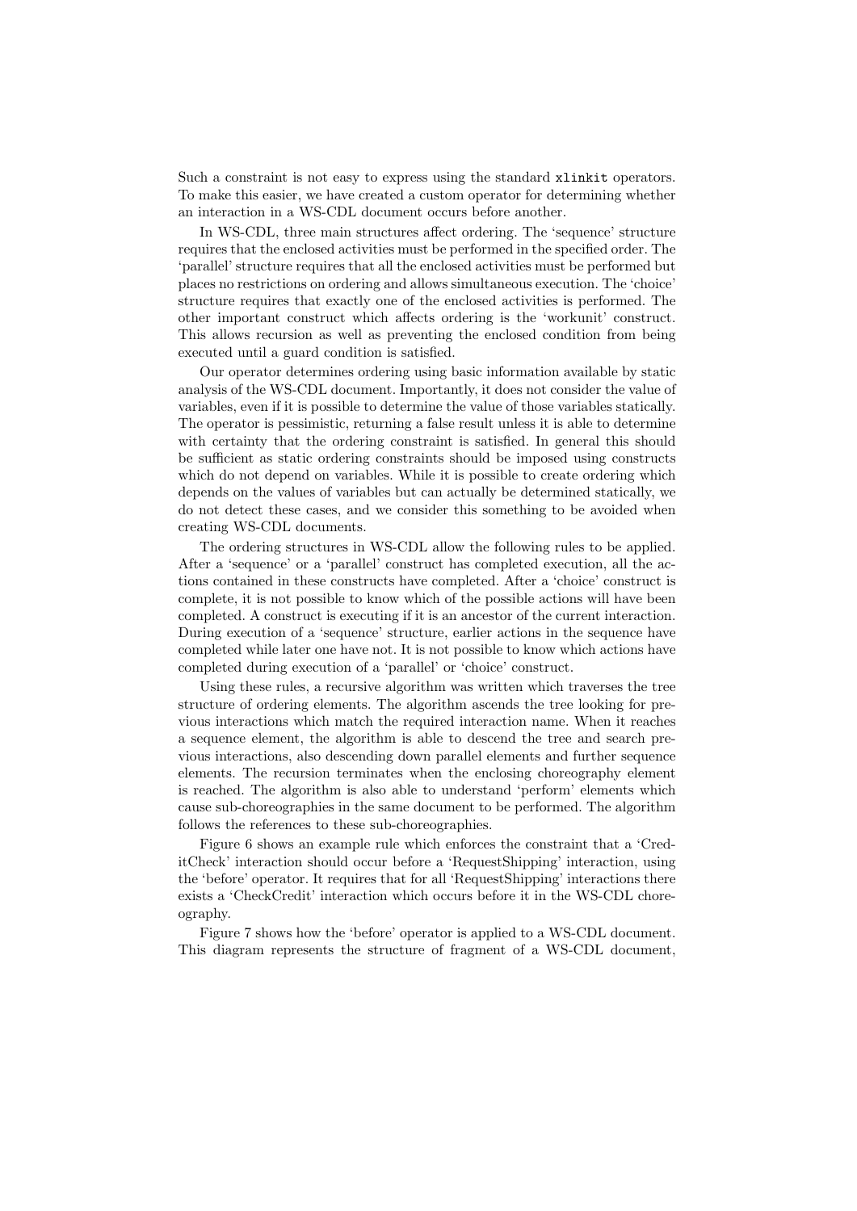Such a constraint is not easy to express using the standard `xlinkit` operators. To make this easier, we have created a custom operator for determining whether an interaction in a WS-CDL document occurs before another.

In WS-CDL, three main structures affect ordering. The 'sequence' structure requires that the enclosed activities must be performed in the specified order. The 'parallel' structure requires that all the enclosed activities must be performed but places no restrictions on ordering and allows simultaneous execution. The 'choice' structure requires that exactly one of the enclosed activities is performed. The other important construct which affects ordering is the 'workunit' construct. This allows recursion as well as preventing the enclosed condition from being executed until a guard condition is satisfied.

Our operator determines ordering using basic information available by static analysis of the WS-CDL document. Importantly, it does not consider the value of variables, even if it is possible to determine the value of those variables statically. The operator is pessimistic, returning a false result unless it is able to determine with certainty that the ordering constraint is satisfied. In general this should be sufficient as static ordering constraints should be imposed using constructs which do not depend on variables. While it is possible to create ordering which depends on the values of variables but can actually be determined statically, we do not detect these cases, and we consider this something to be avoided when creating WS-CDL documents.

The ordering structures in WS-CDL allow the following rules to be applied. After a 'sequence' or a 'parallel' construct has completed execution, all the actions contained in these constructs have completed. After a 'choice' construct is complete, it is not possible to know which of the possible actions will have been completed. A construct is executing if it is an ancestor of the current interaction. During execution of a 'sequence' structure, earlier actions in the sequence have completed while later one have not. It is not possible to know which actions have completed during execution of a 'parallel' or 'choice' construct.

Using these rules, a recursive algorithm was written which traverses the tree structure of ordering elements. The algorithm ascends the tree looking for previous interactions which match the required interaction name. When it reaches a sequence element, the algorithm is able to descend the tree and search previous interactions, also descending down parallel elements and further sequence elements. The recursion terminates when the enclosing choreography element is reached. The algorithm is also able to understand 'perform' elements which cause sub-choreographies in the same document to be performed. The algorithm follows the references to these sub-choreographies.

Figure 6 shows an example rule which enforces the constraint that a 'CreditCheck' interaction should occur before a 'RequestShipping' interaction, using the 'before' operator. It requires that for all 'RequestShipping' interactions there exists a 'CheckCredit' interaction which occurs before it in the WS-CDL choreography.

Figure 7 shows how the 'before' operator is applied to a WS-CDL document. This diagram represents the structure of fragment of a WS-CDL document,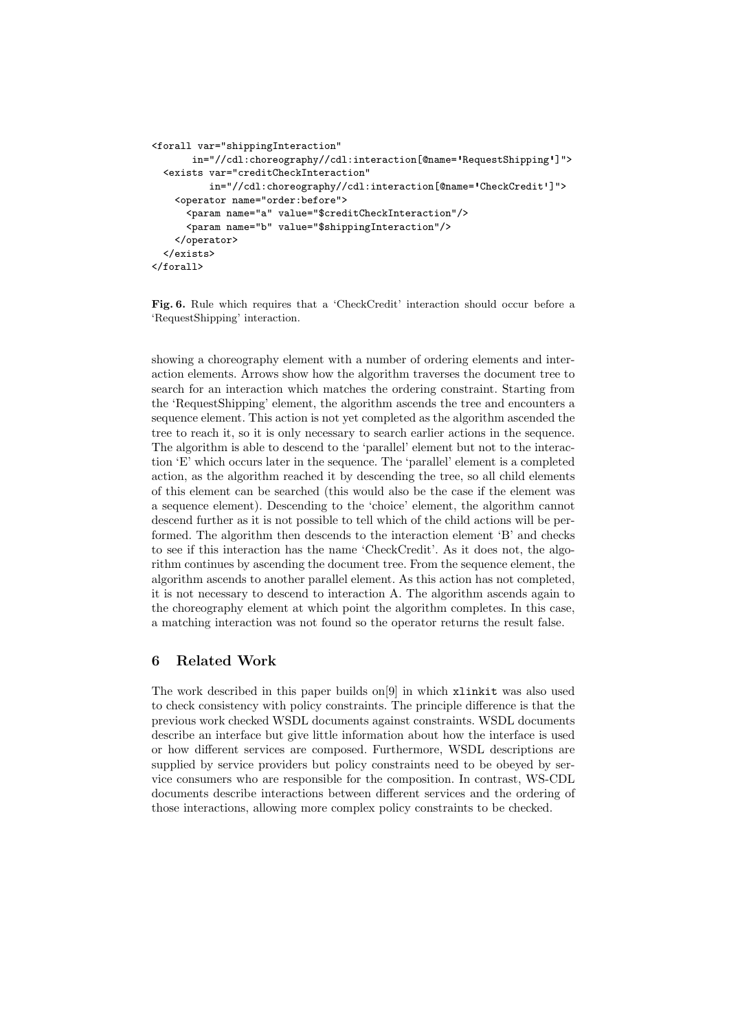```
<forall var="shippingInteraction"
       in="//cdl:choreography//cdl:interaction[@name='RequestShipping']">
  <exists var="creditCheckInteraction"
          in="//cdl:choreography//cdl:interaction[@name='CheckCredit']">
    <operator name="order:before">
      <param name="a" value="$creditCheckInteraction"/>
      <param name="b" value="$shippingInteraction"/>
    </operator>
  </exists>
</forall>
```

**Fig. 6.** Rule which requires that a 'CheckCredit' interaction should occur before a 'RequestShipping' interaction.

showing a choreography element with a number of ordering elements and interaction elements. Arrows show how the algorithm traverses the document tree to search for an interaction which matches the ordering constraint. Starting from the 'RequestShipping' element, the algorithm ascends the tree and encounters a sequence element. This action is not yet completed as the algorithm ascended the tree to reach it, so it is only necessary to search earlier actions in the sequence. The algorithm is able to descend to the 'parallel' element but not to the interaction 'E' which occurs later in the sequence. The 'parallel' element is a completed action, as the algorithm reached it by descending the tree, so all child elements of this element can be searched (this would also be the case if the element was a sequence element). Descending to the 'choice' element, the algorithm cannot descend further as it is not possible to tell which of the child actions will be performed. The algorithm then descends to the interaction element 'B' and checks to see if this interaction has the name 'CheckCredit'. As it does not, the algorithm continues by ascending the document tree. From the sequence element, the algorithm ascends to another parallel element. As this action has not completed, it is not necessary to descend to interaction A. The algorithm ascends again to the choreography element at which point the algorithm completes. In this case, a matching interaction was not found so the operator returns the result false.

## 6 Related Work

The work described in this paper builds on[9] in which `xlinkit` was also used to check consistency with policy constraints. The principle difference is that the previous work checked WSDL documents against constraints. WSDL documents describe an interface but give little information about how the interface is used or how different services are composed. Furthermore, WSDL descriptions are supplied by service providers but policy constraints need to be obeyed by service consumers who are responsible for the composition. In contrast, WS-CDL documents describe interactions between different services and the ordering of those interactions, allowing more complex policy constraints to be checked.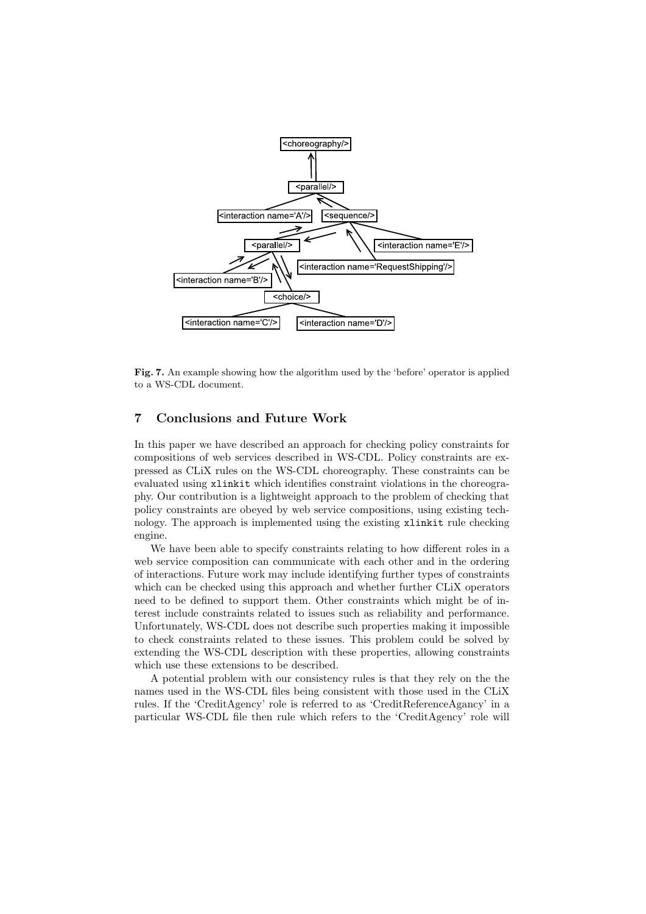**Fig. 7.** An example showing how the algorithm used by the 'before' operator is applied to a WS-CDL document.

## 7 Conclusions and Future Work

In this paper we have described an approach for checking policy constraints for compositions of web services described in WS-CDL. Policy constraints are expressed as CLiX rules on the WS-CDL choreography. These constraints can be evaluated using `xlinkit` which identifies constraint violations in the choreography. Our contribution is a lightweight approach to the problem of checking that policy constraints are obeyed by web service compositions, using existing technology. The approach is implemented using the existing `xlinkit` rule checking engine.

We have been able to specify constraints relating to how different roles in a web service composition can communicate with each other and in the ordering of interactions. Future work may include identifying further types of constraints which can be checked using this approach and whether further CLiX operators need to be defined to support them. Other constraints which might be of interest include constraints related to issues such as reliability and performance. Unfortunately, WS-CDL does not describe such properties making it impossible to check constraints related to these issues. This problem could be solved by extending the WS-CDL description with these properties, allowing constraints which use these extensions to be described.

A potential problem with our consistency rules is that they rely on the the names used in the WS-CDL files being consistent with those used in the CLiX rules. If the 'CreditAgency' role is referred to as 'CreditReferenceAgancy' in a particular WS-CDL file then rule which refers to the 'CreditAgency' role will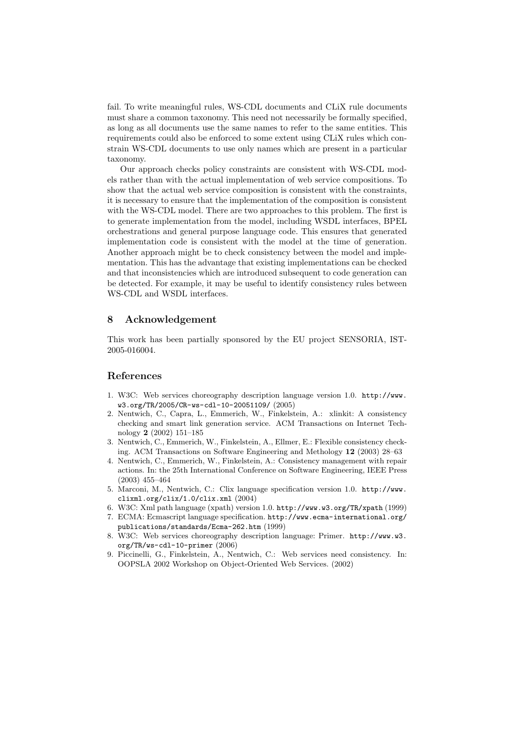fail. To write meaningful rules, WS-CDL documents and CLiX rule documents must share a common taxonomy. This need not necessarily be formally specified, as long as all documents use the same names to refer to the same entities. This requirements could also be enforced to some extent using CLiX rules which constrain WS-CDL documents to use only names which are present in a particular taxonomy.

Our approach checks policy constraints are consistent with WS-CDL models rather than with the actual implementation of web service compositions. To show that the actual web service composition is consistent with the constraints, it is necessary to ensure that the implementation of the composition is consistent with the WS-CDL model. There are two approaches to this problem. The first is to generate implementation from the model, including WSDL interfaces, BPEL orchestrations and general purpose language code. This ensures that generated implementation code is consistent with the model at the time of generation. Another approach might be to check consistency between the model and implementation. This has the advantage that existing implementations can be checked and that inconsistencies which are introduced subsequent to code generation can be detected. For example, it may be useful to identify consistency rules between WS-CDL and WSDL interfaces.

## 8 Acknowledgement

This work has been partially sponsored by the EU project SENSORIA, IST-2005-016004.

## References

1. W3C: Web services choreography description language version 1.0. `http://www.w3.org/TR/2005/CR-ws-cdl-10-20051109/` (2005)
2. Nentwich, C., Capra, L., Emmerich, W., Finkelstein, A.: xlinkit: A consistency checking and smart link generation service. ACM Transactions on Internet Technology **2** (2002) 151–185
3. Nentwich, C., Emmerich, W., Finkelstein, A., Ellmer, E.: Flexible consistency checking. ACM Transactions on Software Engineering and Methology **12** (2003) 28–63
4. Nentwich, C., Emmerich, W., Finkelstein, A.: Consistency management with repair actions. In: the 25th International Conference on Software Engineering, IEEE Press (2003) 455–464
5. Marconi, M., Nentwich, C.: Clix language specification version 1.0. `http://www.clixml.org/clix/1.0/clix.xml` (2004)
6. W3C: Xml path language (xpath) version 1.0. `http://www.w3.org/TR/xpath` (1999)
7. ECMA: Ecmascript language specification. `http://www.ecma-international.org/publications/standards/Ecma-262.htm` (1999)
8. W3C: Web services choreography description language: Primer. `http://www.w3.org/TR/ws-cdl-10-primer` (2006)
9. Piccinelli, G., Finkelstein, A., Nentwich, C.: Web services need consistency. In: OOPSLA 2002 Workshop on Object-Oriented Web Services. (2002)